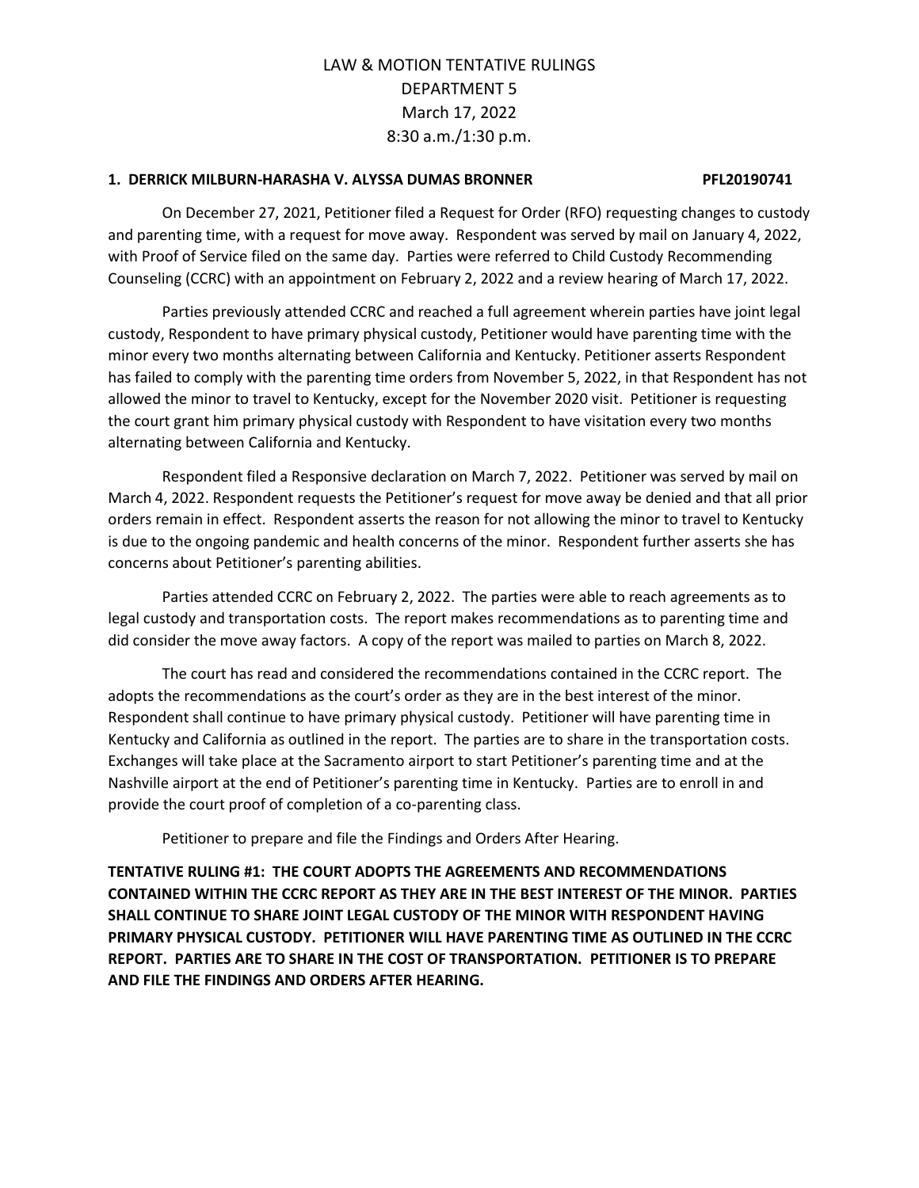# LAW & MOTION TENTATIVE RULINGS
# DEPARTMENT 5
# March 17, 2022
# 8:30 a.m./1:30 p.m.

**1. DERRICK MILBURN-HARASHA V. ALYSSA DUMAS BRONNER PFL20190741**

On December 27, 2021, Petitioner filed a Request for Order (RFO) requesting changes to custody and parenting time, with a request for move away. Respondent was served by mail on January 4, 2022, with Proof of Service filed on the same day. Parties were referred to Child Custody Recommending Counseling (CCRC) with an appointment on February 2, 2022 and a review hearing of March 17, 2022.

Parties previously attended CCRC and reached a full agreement wherein parties have joint legal custody, Respondent to have primary physical custody, Petitioner would have parenting time with the minor every two months alternating between California and Kentucky. Petitioner asserts Respondent has failed to comply with the parenting time orders from November 5, 2022, in that Respondent has not allowed the minor to travel to Kentucky, except for the November 2020 visit. Petitioner is requesting the court grant him primary physical custody with Respondent to have visitation every two months alternating between California and Kentucky.

Respondent filed a Responsive declaration on March 7, 2022. Petitioner was served by mail on March 4, 2022. Respondent requests the Petitioner's request for move away be denied and that all prior orders remain in effect. Respondent asserts the reason for not allowing the minor to travel to Kentucky is due to the ongoing pandemic and health concerns of the minor. Respondent further asserts she has concerns about Petitioner's parenting abilities.

Parties attended CCRC on February 2, 2022. The parties were able to reach agreements as to legal custody and transportation costs. The report makes recommendations as to parenting time and did consider the move away factors. A copy of the report was mailed to parties on March 8, 2022.

The court has read and considered the recommendations contained in the CCRC report. The adopts the recommendations as the court's order as they are in the best interest of the minor. Respondent shall continue to have primary physical custody. Petitioner will have parenting time in Kentucky and California as outlined in the report. The parties are to share in the transportation costs. Exchanges will take place at the Sacramento airport to start Petitioner's parenting time and at the Nashville airport at the end of Petitioner's parenting time in Kentucky. Parties are to enroll in and provide the court proof of completion of a co-parenting class.

Petitioner to prepare and file the Findings and Orders After Hearing.

**TENTATIVE RULING #1: THE COURT ADOPTS THE AGREEMENTS AND RECOMMENDATIONS CONTAINED WITHIN THE CCRC REPORT AS THEY ARE IN THE BEST INTEREST OF THE MINOR. PARTIES SHALL CONTINUE TO SHARE JOINT LEGAL CUSTODY OF THE MINOR WITH RESPONDENT HAVING PRIMARY PHYSICAL CUSTODY. PETITIONER WILL HAVE PARENTING TIME AS OUTLINED IN THE CCRC REPORT. PARTIES ARE TO SHARE IN THE COST OF TRANSPORTATION. PETITIONER IS TO PREPARE AND FILE THE FINDINGS AND ORDERS AFTER HEARING.**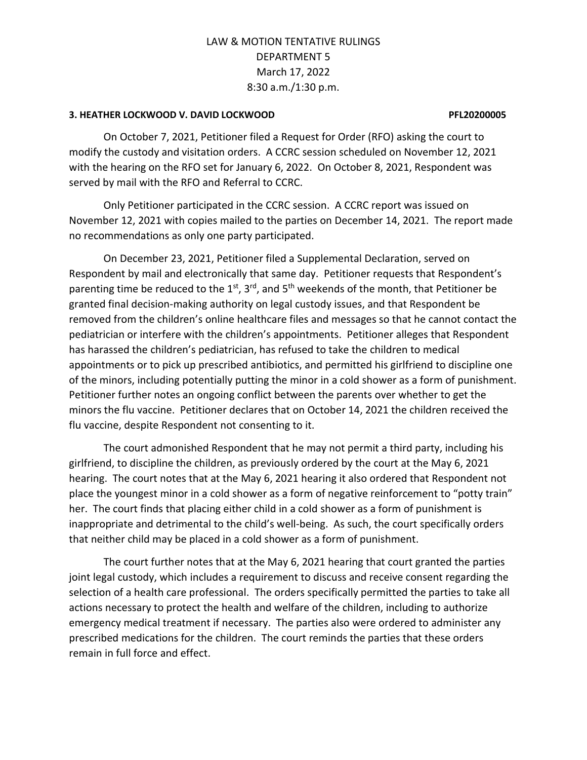LAW & MOTION TENTATIVE RULINGS
DEPARTMENT 5
March 17, 2022
8:30 a.m./1:30 p.m.

**3. HEATHER LOCKWOOD V. DAVID LOCKWOOD PFL20200005**

On October 7, 2021, Petitioner filed a Request for Order (RFO) asking the court to modify the custody and visitation orders. A CCRC session scheduled on November 12, 2021 with the hearing on the RFO set for January 6, 2022. On October 8, 2021, Respondent was served by mail with the RFO and Referral to CCRC.

Only Petitioner participated in the CCRC session. A CCRC report was issued on November 12, 2021 with copies mailed to the parties on December 14, 2021. The report made no recommendations as only one party participated.

On December 23, 2021, Petitioner filed a Supplemental Declaration, served on Respondent by mail and electronically that same day. Petitioner requests that Respondent's parenting time be reduced to the 1st, 3rd, and 5th weekends of the month, that Petitioner be granted final decision-making authority on legal custody issues, and that Respondent be removed from the children's online healthcare files and messages so that he cannot contact the pediatrician or interfere with the children's appointments. Petitioner alleges that Respondent has harassed the children's pediatrician, has refused to take the children to medical appointments or to pick up prescribed antibiotics, and permitted his girlfriend to discipline one of the minors, including potentially putting the minor in a cold shower as a form of punishment. Petitioner further notes an ongoing conflict between the parents over whether to get the minors the flu vaccine. Petitioner declares that on October 14, 2021 the children received the flu vaccine, despite Respondent not consenting to it.

The court admonished Respondent that he may not permit a third party, including his girlfriend, to discipline the children, as previously ordered by the court at the May 6, 2021 hearing. The court notes that at the May 6, 2021 hearing it also ordered that Respondent not place the youngest minor in a cold shower as a form of negative reinforcement to "potty train" her. The court finds that placing either child in a cold shower as a form of punishment is inappropriate and detrimental to the child's well-being. As such, the court specifically orders that neither child may be placed in a cold shower as a form of punishment.

The court further notes that at the May 6, 2021 hearing that court granted the parties joint legal custody, which includes a requirement to discuss and receive consent regarding the selection of a health care professional. The orders specifically permitted the parties to take all actions necessary to protect the health and welfare of the children, including to authorize emergency medical treatment if necessary. The parties also were ordered to administer any prescribed medications for the children. The court reminds the parties that these orders remain in full force and effect.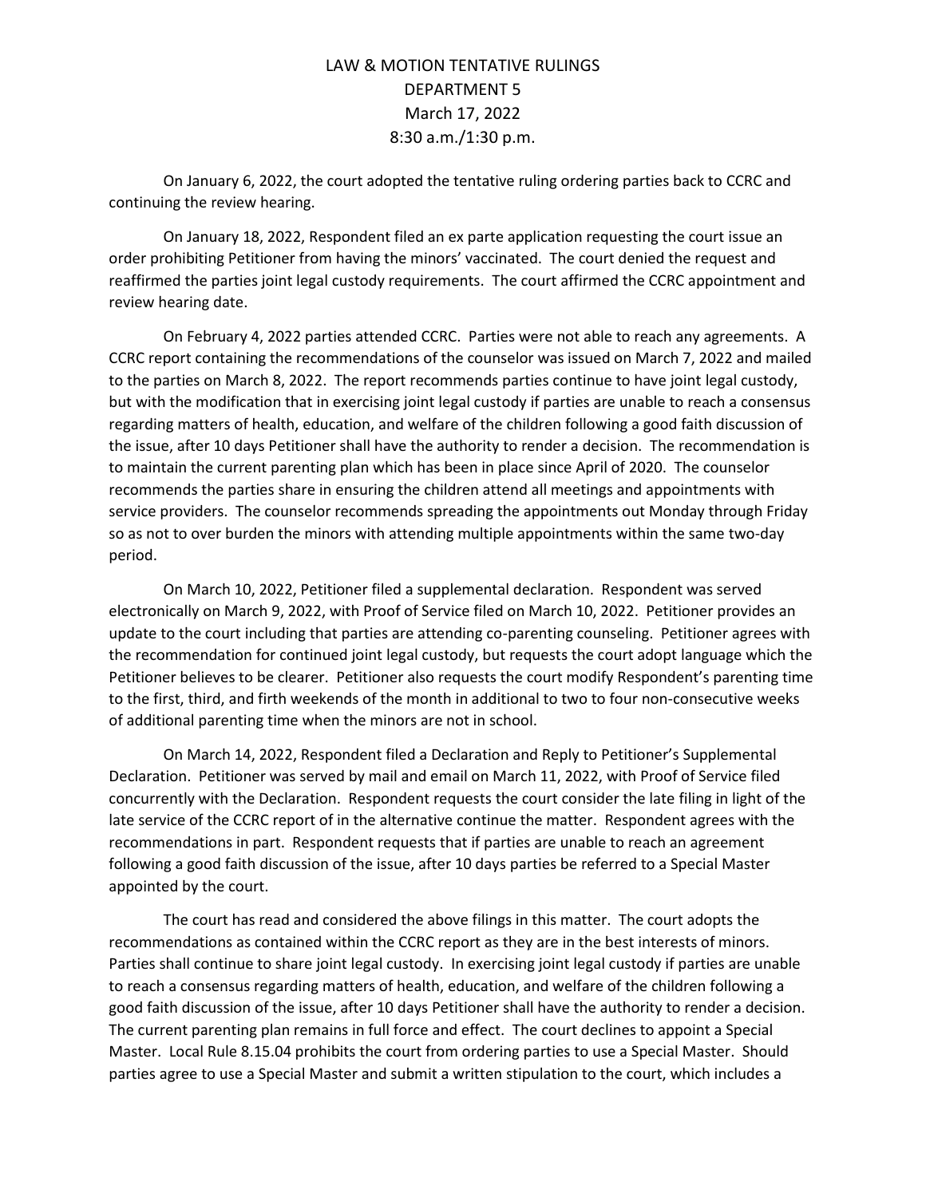LAW & MOTION TENTATIVE RULINGS
DEPARTMENT 5
March 17, 2022
8:30 a.m./1:30 p.m.

On January 6, 2022, the court adopted the tentative ruling ordering parties back to CCRC and continuing the review hearing.

On January 18, 2022, Respondent filed an ex parte application requesting the court issue an order prohibiting Petitioner from having the minors' vaccinated. The court denied the request and reaffirmed the parties joint legal custody requirements. The court affirmed the CCRC appointment and review hearing date.

On February 4, 2022 parties attended CCRC. Parties were not able to reach any agreements. A CCRC report containing the recommendations of the counselor was issued on March 7, 2022 and mailed to the parties on March 8, 2022. The report recommends parties continue to have joint legal custody, but with the modification that in exercising joint legal custody if parties are unable to reach a consensus regarding matters of health, education, and welfare of the children following a good faith discussion of the issue, after 10 days Petitioner shall have the authority to render a decision. The recommendation is to maintain the current parenting plan which has been in place since April of 2020. The counselor recommends the parties share in ensuring the children attend all meetings and appointments with service providers. The counselor recommends spreading the appointments out Monday through Friday so as not to over burden the minors with attending multiple appointments within the same two-day period.

On March 10, 2022, Petitioner filed a supplemental declaration. Respondent was served electronically on March 9, 2022, with Proof of Service filed on March 10, 2022. Petitioner provides an update to the court including that parties are attending co-parenting counseling. Petitioner agrees with the recommendation for continued joint legal custody, but requests the court adopt language which the Petitioner believes to be clearer. Petitioner also requests the court modify Respondent's parenting time to the first, third, and firth weekends of the month in additional to two to four non-consecutive weeks of additional parenting time when the minors are not in school.

On March 14, 2022, Respondent filed a Declaration and Reply to Petitioner's Supplemental Declaration. Petitioner was served by mail and email on March 11, 2022, with Proof of Service filed concurrently with the Declaration. Respondent requests the court consider the late filing in light of the late service of the CCRC report of in the alternative continue the matter. Respondent agrees with the recommendations in part. Respondent requests that if parties are unable to reach an agreement following a good faith discussion of the issue, after 10 days parties be referred to a Special Master appointed by the court.

The court has read and considered the above filings in this matter. The court adopts the recommendations as contained within the CCRC report as they are in the best interests of minors. Parties shall continue to share joint legal custody. In exercising joint legal custody if parties are unable to reach a consensus regarding matters of health, education, and welfare of the children following a good faith discussion of the issue, after 10 days Petitioner shall have the authority to render a decision. The current parenting plan remains in full force and effect. The court declines to appoint a Special Master. Local Rule 8.15.04 prohibits the court from ordering parties to use a Special Master. Should parties agree to use a Special Master and submit a written stipulation to the court, which includes a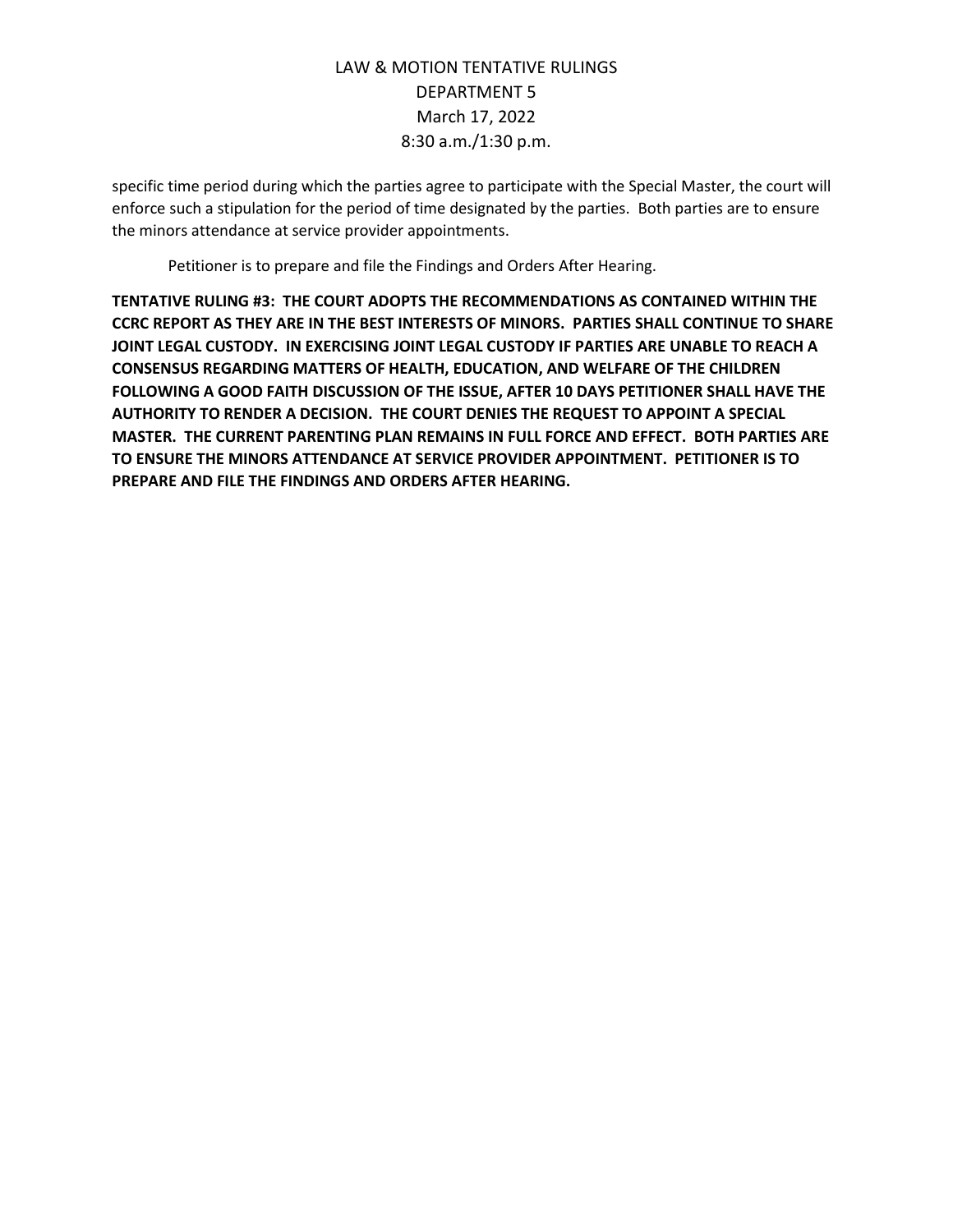specific time period during which the parties agree to participate with the Special Master, the court will enforce such a stipulation for the period of time designated by the parties. Both parties are to ensure the minors attendance at service provider appointments.

Petitioner is to prepare and file the Findings and Orders After Hearing.

**TENTATIVE RULING #3: THE COURT ADOPTS THE RECOMMENDATIONS AS CONTAINED WITHIN THE CCRC REPORT AS THEY ARE IN THE BEST INTERESTS OF MINORS. PARTIES SHALL CONTINUE TO SHARE JOINT LEGAL CUSTODY. IN EXERCISING JOINT LEGAL CUSTODY IF PARTIES ARE UNABLE TO REACH A CONSENSUS REGARDING MATTERS OF HEALTH, EDUCATION, AND WELFARE OF THE CHILDREN FOLLOWING A GOOD FAITH DISCUSSION OF THE ISSUE, AFTER 10 DAYS PETITIONER SHALL HAVE THE AUTHORITY TO RENDER A DECISION. THE COURT DENIES THE REQUEST TO APPOINT A SPECIAL MASTER. THE CURRENT PARENTING PLAN REMAINS IN FULL FORCE AND EFFECT. BOTH PARTIES ARE TO ENSURE THE MINORS ATTENDANCE AT SERVICE PROVIDER APPOINTMENT. PETITIONER IS TO PREPARE AND FILE THE FINDINGS AND ORDERS AFTER HEARING.**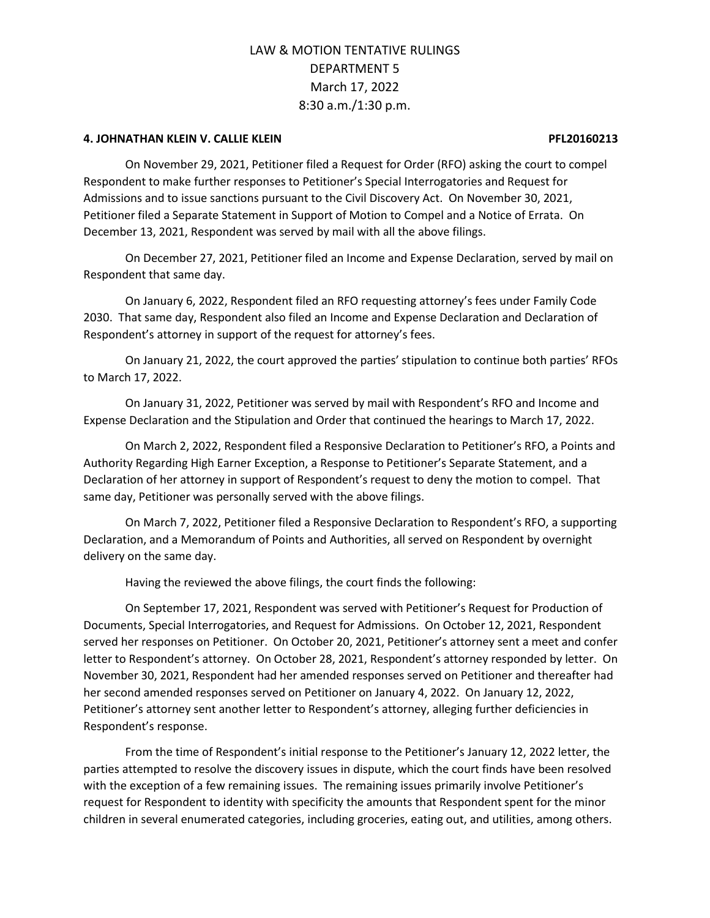LAW & MOTION TENTATIVE RULINGS
DEPARTMENT 5
March 17, 2022
8:30 a.m./1:30 p.m.

**4. JOHNATHAN KLEIN V. CALLIE KLEIN PFL20160213**

On November 29, 2021, Petitioner filed a Request for Order (RFO) asking the court to compel Respondent to make further responses to Petitioner's Special Interrogatories and Request for Admissions and to issue sanctions pursuant to the Civil Discovery Act. On November 30, 2021, Petitioner filed a Separate Statement in Support of Motion to Compel and a Notice of Errata. On December 13, 2021, Respondent was served by mail with all the above filings.

On December 27, 2021, Petitioner filed an Income and Expense Declaration, served by mail on Respondent that same day.

On January 6, 2022, Respondent filed an RFO requesting attorney's fees under Family Code 2030. That same day, Respondent also filed an Income and Expense Declaration and Declaration of Respondent's attorney in support of the request for attorney's fees.

On January 21, 2022, the court approved the parties' stipulation to continue both parties' RFOs to March 17, 2022.

On January 31, 2022, Petitioner was served by mail with Respondent's RFO and Income and Expense Declaration and the Stipulation and Order that continued the hearings to March 17, 2022.

On March 2, 2022, Respondent filed a Responsive Declaration to Petitioner's RFO, a Points and Authority Regarding High Earner Exception, a Response to Petitioner's Separate Statement, and a Declaration of her attorney in support of Respondent's request to deny the motion to compel. That same day, Petitioner was personally served with the above filings.

On March 7, 2022, Petitioner filed a Responsive Declaration to Respondent's RFO, a supporting Declaration, and a Memorandum of Points and Authorities, all served on Respondent by overnight delivery on the same day.

Having the reviewed the above filings, the court finds the following:

On September 17, 2021, Respondent was served with Petitioner's Request for Production of Documents, Special Interrogatories, and Request for Admissions. On October 12, 2021, Respondent served her responses on Petitioner. On October 20, 2021, Petitioner's attorney sent a meet and confer letter to Respondent's attorney. On October 28, 2021, Respondent's attorney responded by letter. On November 30, 2021, Respondent had her amended responses served on Petitioner and thereafter had her second amended responses served on Petitioner on January 4, 2022. On January 12, 2022, Petitioner's attorney sent another letter to Respondent's attorney, alleging further deficiencies in Respondent's response.

From the time of Respondent's initial response to the Petitioner's January 12, 2022 letter, the parties attempted to resolve the discovery issues in dispute, which the court finds have been resolved with the exception of a few remaining issues. The remaining issues primarily involve Petitioner's request for Respondent to identity with specificity the amounts that Respondent spent for the minor children in several enumerated categories, including groceries, eating out, and utilities, among others.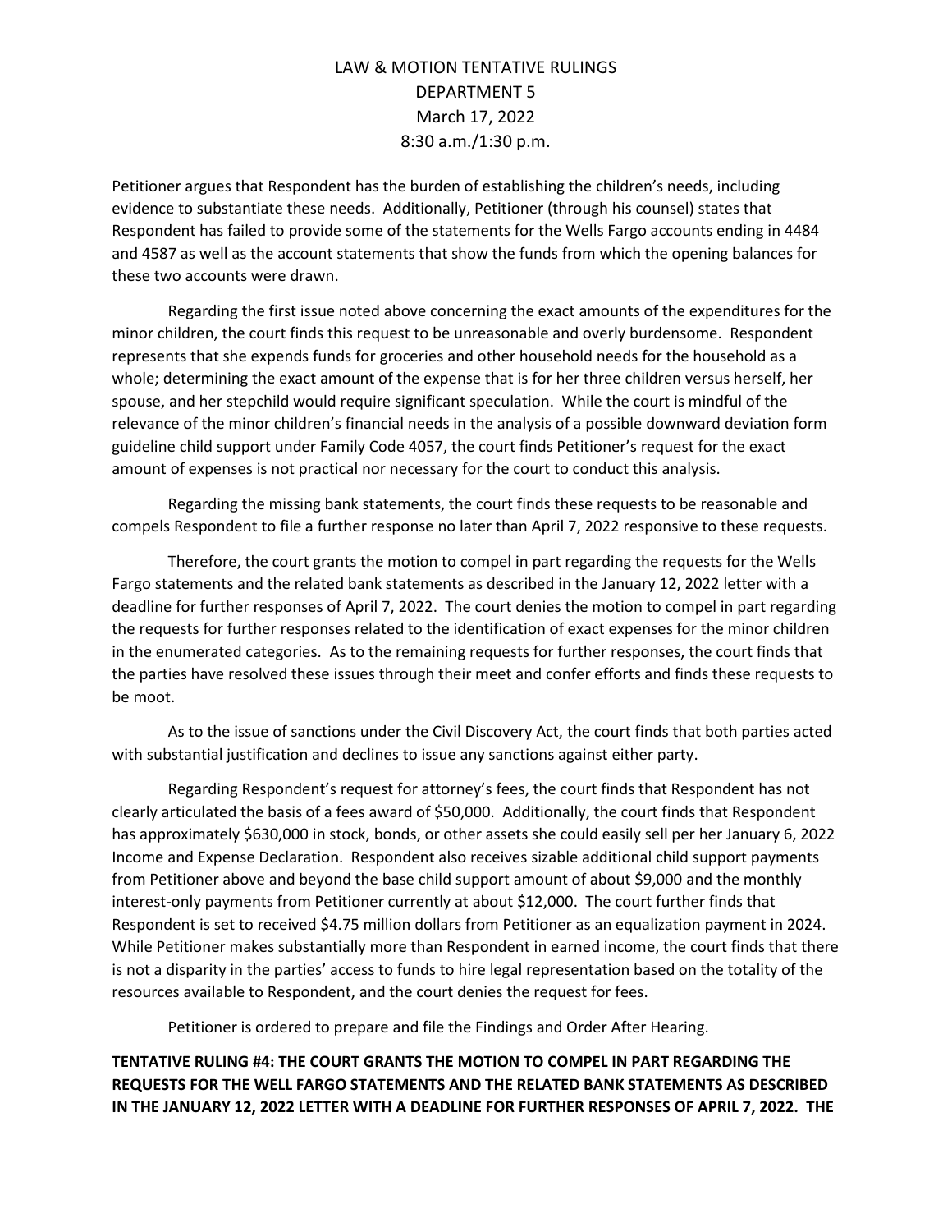Petitioner argues that Respondent has the burden of establishing the children's needs, including evidence to substantiate these needs. Additionally, Petitioner (through his counsel) states that Respondent has failed to provide some of the statements for the Wells Fargo accounts ending in 4484 and 4587 as well as the account statements that show the funds from which the opening balances for these two accounts were drawn.

Regarding the first issue noted above concerning the exact amounts of the expenditures for the minor children, the court finds this request to be unreasonable and overly burdensome. Respondent represents that she expends funds for groceries and other household needs for the household as a whole; determining the exact amount of the expense that is for her three children versus herself, her spouse, and her stepchild would require significant speculation. While the court is mindful of the relevance of the minor children's financial needs in the analysis of a possible downward deviation form guideline child support under Family Code 4057, the court finds Petitioner's request for the exact amount of expenses is not practical nor necessary for the court to conduct this analysis.

Regarding the missing bank statements, the court finds these requests to be reasonable and compels Respondent to file a further response no later than April 7, 2022 responsive to these requests.

Therefore, the court grants the motion to compel in part regarding the requests for the Wells Fargo statements and the related bank statements as described in the January 12, 2022 letter with a deadline for further responses of April 7, 2022. The court denies the motion to compel in part regarding the requests for further responses related to the identification of exact expenses for the minor children in the enumerated categories. As to the remaining requests for further responses, the court finds that the parties have resolved these issues through their meet and confer efforts and finds these requests to be moot.

As to the issue of sanctions under the Civil Discovery Act, the court finds that both parties acted with substantial justification and declines to issue any sanctions against either party.

Regarding Respondent's request for attorney's fees, the court finds that Respondent has not clearly articulated the basis of a fees award of $50,000. Additionally, the court finds that Respondent has approximately $630,000 in stock, bonds, or other assets she could easily sell per her January 6, 2022 Income and Expense Declaration. Respondent also receives sizable additional child support payments from Petitioner above and beyond the base child support amount of about $9,000 and the monthly interest-only payments from Petitioner currently at about $12,000. The court further finds that Respondent is set to received $4.75 million dollars from Petitioner as an equalization payment in 2024. While Petitioner makes substantially more than Respondent in earned income, the court finds that there is not a disparity in the parties' access to funds to hire legal representation based on the totality of the resources available to Respondent, and the court denies the request for fees.

Petitioner is ordered to prepare and file the Findings and Order After Hearing.

**TENTATIVE RULING #4: THE COURT GRANTS THE MOTION TO COMPEL IN PART REGARDING THE REQUESTS FOR THE WELL FARGO STATEMENTS AND THE RELATED BANK STATEMENTS AS DESCRIBED IN THE JANUARY 12, 2022 LETTER WITH A DEADLINE FOR FURTHER RESPONSES OF APRIL 7, 2022. THE**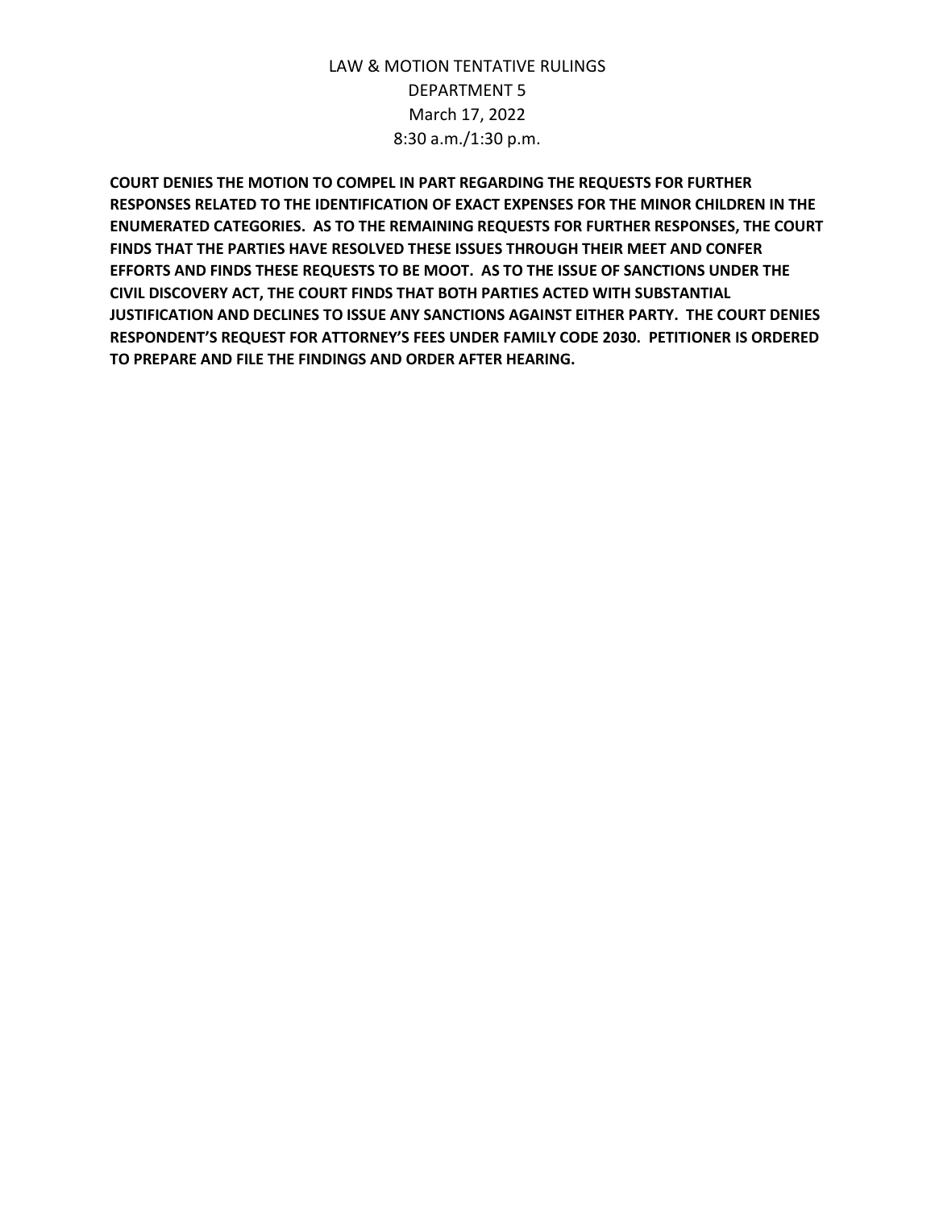LAW & MOTION TENTATIVE RULINGS
DEPARTMENT 5
March 17, 2022
8:30 a.m./1:30 p.m.

**COURT DENIES THE MOTION TO COMPEL IN PART REGARDING THE REQUESTS FOR FURTHER RESPONSES RELATED TO THE IDENTIFICATION OF EXACT EXPENSES FOR THE MINOR CHILDREN IN THE ENUMERATED CATEGORIES. AS TO THE REMAINING REQUESTS FOR FURTHER RESPONSES, THE COURT FINDS THAT THE PARTIES HAVE RESOLVED THESE ISSUES THROUGH THEIR MEET AND CONFER EFFORTS AND FINDS THESE REQUESTS TO BE MOOT. AS TO THE ISSUE OF SANCTIONS UNDER THE CIVIL DISCOVERY ACT, THE COURT FINDS THAT BOTH PARTIES ACTED WITH SUBSTANTIAL JUSTIFICATION AND DECLINES TO ISSUE ANY SANCTIONS AGAINST EITHER PARTY. THE COURT DENIES RESPONDENT'S REQUEST FOR ATTORNEY'S FEES UNDER FAMILY CODE 2030. PETITIONER IS ORDERED TO PREPARE AND FILE THE FINDINGS AND ORDER AFTER HEARING.**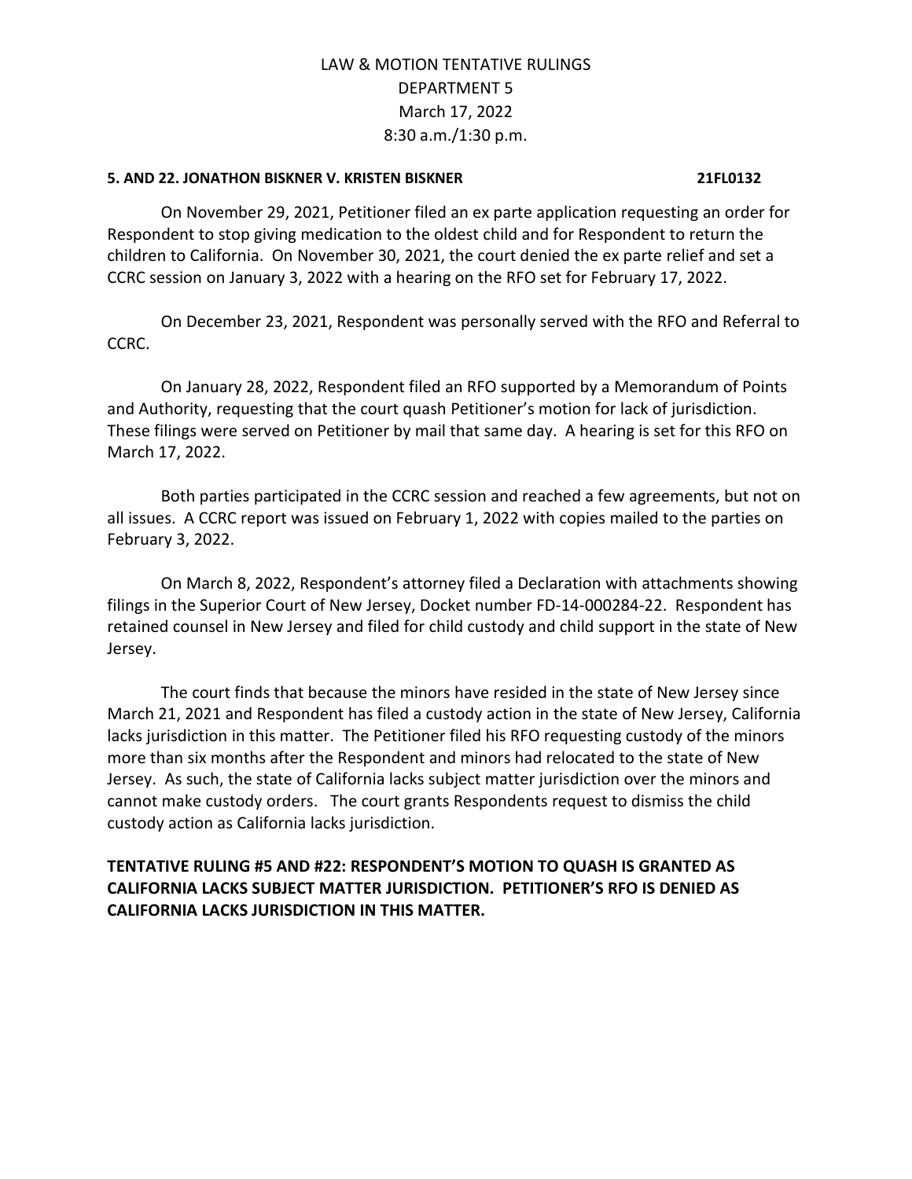LAW & MOTION TENTATIVE RULINGS
DEPARTMENT 5
March 17, 2022
8:30 a.m./1:30 p.m.

**5. AND 22. JONATHON BISKNER V. KRISTEN BISKNER 21FL0132**

On November 29, 2021, Petitioner filed an ex parte application requesting an order for Respondent to stop giving medication to the oldest child and for Respondent to return the children to California. On November 30, 2021, the court denied the ex parte relief and set a CCRC session on January 3, 2022 with a hearing on the RFO set for February 17, 2022.

On December 23, 2021, Respondent was personally served with the RFO and Referral to CCRC.

On January 28, 2022, Respondent filed an RFO supported by a Memorandum of Points and Authority, requesting that the court quash Petitioner's motion for lack of jurisdiction. These filings were served on Petitioner by mail that same day. A hearing is set for this RFO on March 17, 2022.

Both parties participated in the CCRC session and reached a few agreements, but not on all issues. A CCRC report was issued on February 1, 2022 with copies mailed to the parties on February 3, 2022.

On March 8, 2022, Respondent's attorney filed a Declaration with attachments showing filings in the Superior Court of New Jersey, Docket number FD-14-000284-22. Respondent has retained counsel in New Jersey and filed for child custody and child support in the state of New Jersey.

The court finds that because the minors have resided in the state of New Jersey since March 21, 2021 and Respondent has filed a custody action in the state of New Jersey, California lacks jurisdiction in this matter. The Petitioner filed his RFO requesting custody of the minors more than six months after the Respondent and minors had relocated to the state of New Jersey. As such, the state of California lacks subject matter jurisdiction over the minors and cannot make custody orders. The court grants Respondents request to dismiss the child custody action as California lacks jurisdiction.

**TENTATIVE RULING #5 AND #22: RESPONDENT'S MOTION TO QUASH IS GRANTED AS CALIFORNIA LACKS SUBJECT MATTER JURISDICTION. PETITIONER'S RFO IS DENIED AS CALIFORNIA LACKS JURISDICTION IN THIS MATTER.**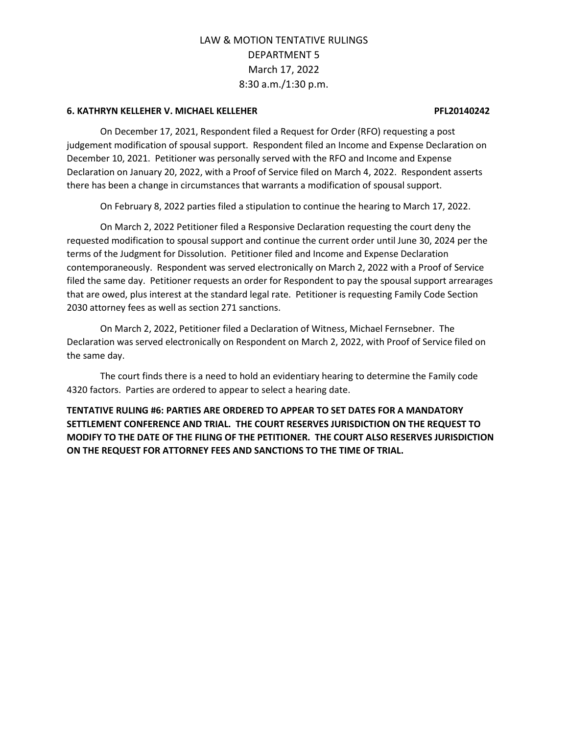LAW & MOTION TENTATIVE RULINGS
DEPARTMENT 5
March 17, 2022
8:30 a.m./1:30 p.m.

**6. KATHRYN KELLEHER V. MICHAEL KELLEHER PFL20140242**

On December 17, 2021, Respondent filed a Request for Order (RFO) requesting a post judgement modification of spousal support. Respondent filed an Income and Expense Declaration on December 10, 2021. Petitioner was personally served with the RFO and Income and Expense Declaration on January 20, 2022, with a Proof of Service filed on March 4, 2022. Respondent asserts there has been a change in circumstances that warrants a modification of spousal support.

On February 8, 2022 parties filed a stipulation to continue the hearing to March 17, 2022.

On March 2, 2022 Petitioner filed a Responsive Declaration requesting the court deny the requested modification to spousal support and continue the current order until June 30, 2024 per the terms of the Judgment for Dissolution. Petitioner filed and Income and Expense Declaration contemporaneously. Respondent was served electronically on March 2, 2022 with a Proof of Service filed the same day. Petitioner requests an order for Respondent to pay the spousal support arrearages that are owed, plus interest at the standard legal rate. Petitioner is requesting Family Code Section 2030 attorney fees as well as section 271 sanctions.

On March 2, 2022, Petitioner filed a Declaration of Witness, Michael Fernsebner. The Declaration was served electronically on Respondent on March 2, 2022, with Proof of Service filed on the same day.

The court finds there is a need to hold an evidentiary hearing to determine the Family code 4320 factors. Parties are ordered to appear to select a hearing date.

**TENTATIVE RULING #6: PARTIES ARE ORDERED TO APPEAR TO SET DATES FOR A MANDATORY SETTLEMENT CONFERENCE AND TRIAL. THE COURT RESERVES JURISDICTION ON THE REQUEST TO MODIFY TO THE DATE OF THE FILING OF THE PETITIONER. THE COURT ALSO RESERVES JURISDICTION ON THE REQUEST FOR ATTORNEY FEES AND SANCTIONS TO THE TIME OF TRIAL.**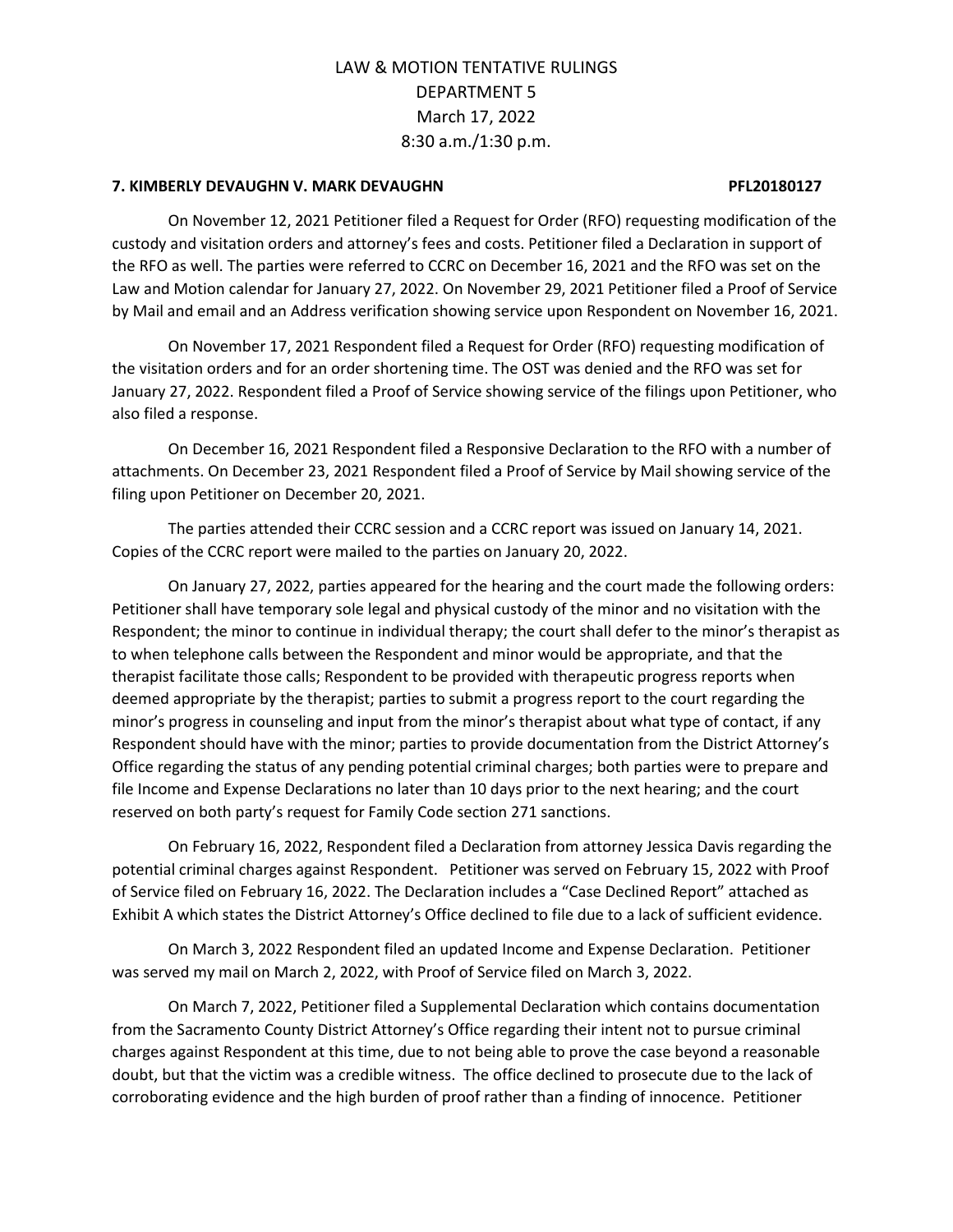LAW & MOTION TENTATIVE RULINGS
DEPARTMENT 5
March 17, 2022
8:30 a.m./1:30 p.m.

**7. KIMBERLY DEVAUGHN V. MARK DEVAUGHN PFL20180127**

On November 12, 2021 Petitioner filed a Request for Order (RFO) requesting modification of the custody and visitation orders and attorney's fees and costs. Petitioner filed a Declaration in support of the RFO as well. The parties were referred to CCRC on December 16, 2021 and the RFO was set on the Law and Motion calendar for January 27, 2022. On November 29, 2021 Petitioner filed a Proof of Service by Mail and email and an Address verification showing service upon Respondent on November 16, 2021.

On November 17, 2021 Respondent filed a Request for Order (RFO) requesting modification of the visitation orders and for an order shortening time. The OST was denied and the RFO was set for January 27, 2022. Respondent filed a Proof of Service showing service of the filings upon Petitioner, who also filed a response.

On December 16, 2021 Respondent filed a Responsive Declaration to the RFO with a number of attachments. On December 23, 2021 Respondent filed a Proof of Service by Mail showing service of the filing upon Petitioner on December 20, 2021.

The parties attended their CCRC session and a CCRC report was issued on January 14, 2021. Copies of the CCRC report were mailed to the parties on January 20, 2022.

On January 27, 2022, parties appeared for the hearing and the court made the following orders: Petitioner shall have temporary sole legal and physical custody of the minor and no visitation with the Respondent; the minor to continue in individual therapy; the court shall defer to the minor's therapist as to when telephone calls between the Respondent and minor would be appropriate, and that the therapist facilitate those calls; Respondent to be provided with therapeutic progress reports when deemed appropriate by the therapist; parties to submit a progress report to the court regarding the minor's progress in counseling and input from the minor's therapist about what type of contact, if any Respondent should have with the minor; parties to provide documentation from the District Attorney's Office regarding the status of any pending potential criminal charges; both parties were to prepare and file Income and Expense Declarations no later than 10 days prior to the next hearing; and the court reserved on both party's request for Family Code section 271 sanctions.

On February 16, 2022, Respondent filed a Declaration from attorney Jessica Davis regarding the potential criminal charges against Respondent. Petitioner was served on February 15, 2022 with Proof of Service filed on February 16, 2022. The Declaration includes a "Case Declined Report" attached as Exhibit A which states the District Attorney's Office declined to file due to a lack of sufficient evidence.

On March 3, 2022 Respondent filed an updated Income and Expense Declaration. Petitioner was served my mail on March 2, 2022, with Proof of Service filed on March 3, 2022.

On March 7, 2022, Petitioner filed a Supplemental Declaration which contains documentation from the Sacramento County District Attorney's Office regarding their intent not to pursue criminal charges against Respondent at this time, due to not being able to prove the case beyond a reasonable doubt, but that the victim was a credible witness. The office declined to prosecute due to the lack of corroborating evidence and the high burden of proof rather than a finding of innocence. Petitioner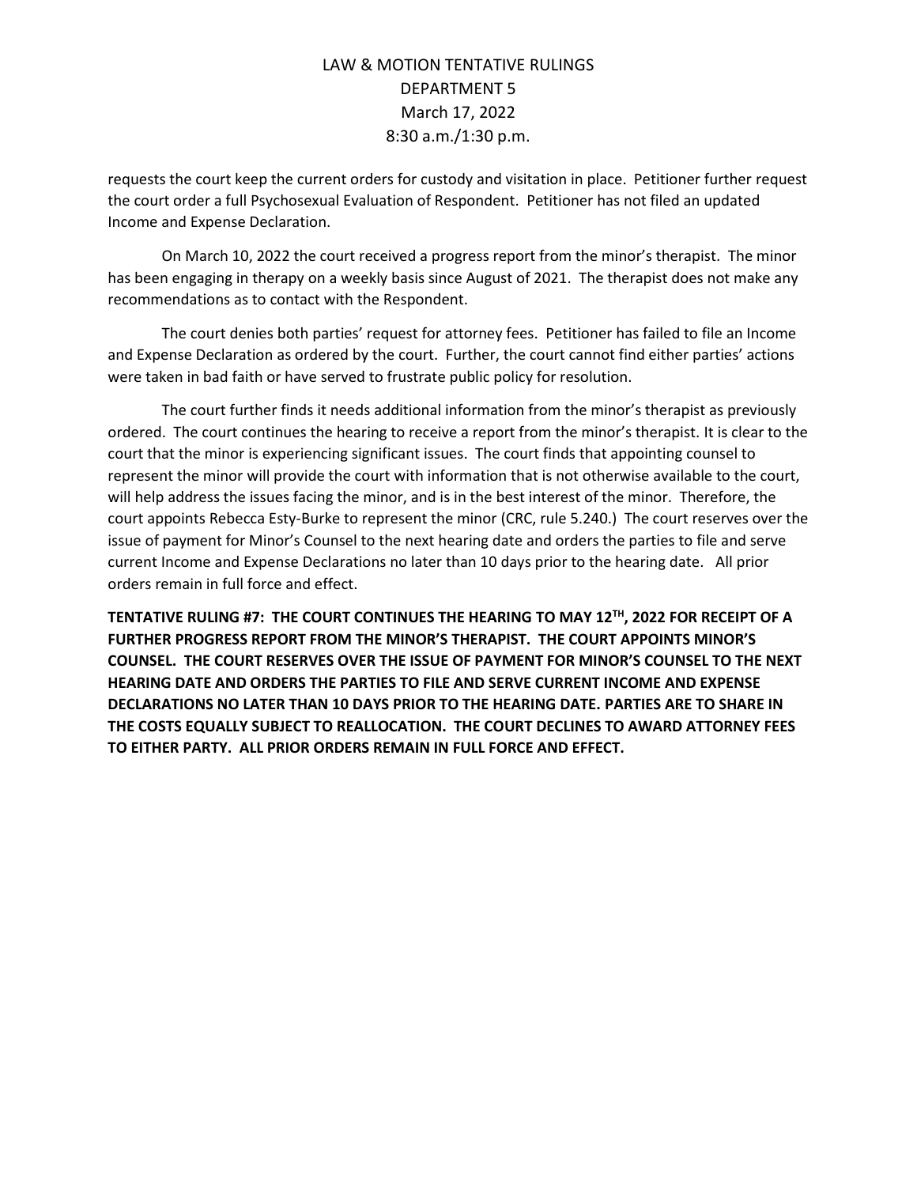requests the court keep the current orders for custody and visitation in place. Petitioner further request the court order a full Psychosexual Evaluation of Respondent. Petitioner has not filed an updated Income and Expense Declaration.

On March 10, 2022 the court received a progress report from the minor's therapist. The minor has been engaging in therapy on a weekly basis since August of 2021. The therapist does not make any recommendations as to contact with the Respondent.

The court denies both parties' request for attorney fees. Petitioner has failed to file an Income and Expense Declaration as ordered by the court. Further, the court cannot find either parties' actions were taken in bad faith or have served to frustrate public policy for resolution.

The court further finds it needs additional information from the minor's therapist as previously ordered. The court continues the hearing to receive a report from the minor's therapist. It is clear to the court that the minor is experiencing significant issues. The court finds that appointing counsel to represent the minor will provide the court with information that is not otherwise available to the court, will help address the issues facing the minor, and is in the best interest of the minor. Therefore, the court appoints Rebecca Esty-Burke to represent the minor (CRC, rule 5.240.) The court reserves over the issue of payment for Minor's Counsel to the next hearing date and orders the parties to file and serve current Income and Expense Declarations no later than 10 days prior to the hearing date. All prior orders remain in full force and effect.

**TENTATIVE RULING #7: THE COURT CONTINUES THE HEARING TO MAY 12TH, 2022 FOR RECEIPT OF A FURTHER PROGRESS REPORT FROM THE MINOR'S THERAPIST. THE COURT APPOINTS MINOR'S COUNSEL. THE COURT RESERVES OVER THE ISSUE OF PAYMENT FOR MINOR'S COUNSEL TO THE NEXT HEARING DATE AND ORDERS THE PARTIES TO FILE AND SERVE CURRENT INCOME AND EXPENSE DECLARATIONS NO LATER THAN 10 DAYS PRIOR TO THE HEARING DATE. PARTIES ARE TO SHARE IN THE COSTS EQUALLY SUBJECT TO REALLOCATION. THE COURT DECLINES TO AWARD ATTORNEY FEES TO EITHER PARTY. ALL PRIOR ORDERS REMAIN IN FULL FORCE AND EFFECT.**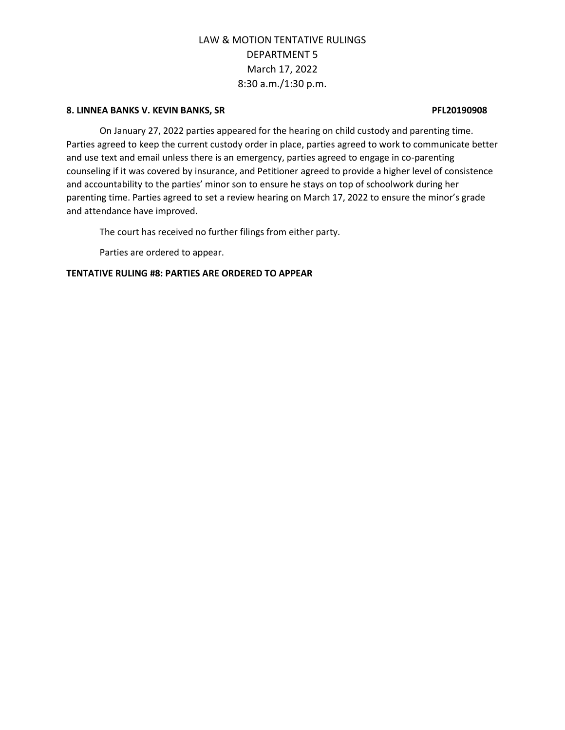**8. LINNEA BANKS V. KEVIN BANKS, SR PFL20190908**

On January 27, 2022 parties appeared for the hearing on child custody and parenting time. Parties agreed to keep the current custody order in place, parties agreed to work to communicate better and use text and email unless there is an emergency, parties agreed to engage in co-parenting counseling if it was covered by insurance, and Petitioner agreed to provide a higher level of consistence and accountability to the parties' minor son to ensure he stays on top of schoolwork during her parenting time. Parties agreed to set a review hearing on March 17, 2022 to ensure the minor's grade and attendance have improved.

The court has received no further filings from either party.

Parties are ordered to appear.

**TENTATIVE RULING #8: PARTIES ARE ORDERED TO APPEAR**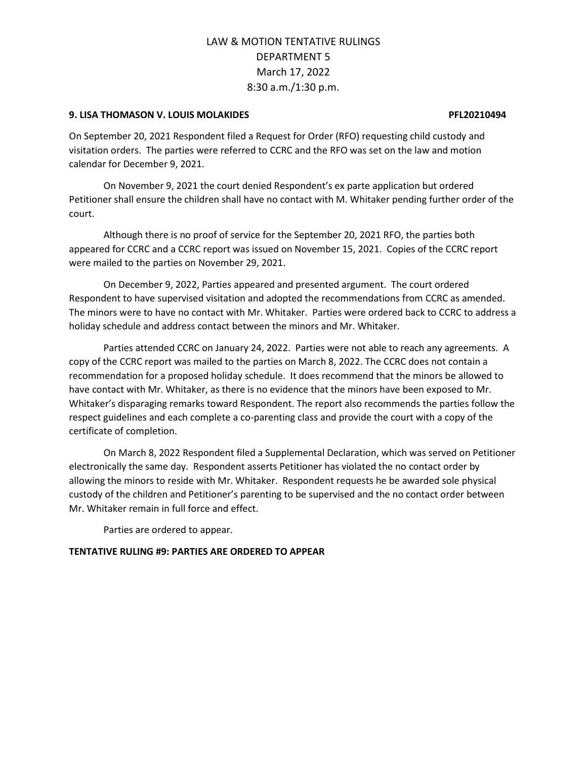LAW & MOTION TENTATIVE RULINGS
DEPARTMENT 5
March 17, 2022
8:30 a.m./1:30 p.m.

**9. LISA THOMASON V. LOUIS MOLAKIDES PFL20210494**

On September 20, 2021 Respondent filed a Request for Order (RFO) requesting child custody and visitation orders. The parties were referred to CCRC and the RFO was set on the law and motion calendar for December 9, 2021.

On November 9, 2021 the court denied Respondent's ex parte application but ordered Petitioner shall ensure the children shall have no contact with M. Whitaker pending further order of the court.

Although there is no proof of service for the September 20, 2021 RFO, the parties both appeared for CCRC and a CCRC report was issued on November 15, 2021. Copies of the CCRC report were mailed to the parties on November 29, 2021.

On December 9, 2022, Parties appeared and presented argument. The court ordered Respondent to have supervised visitation and adopted the recommendations from CCRC as amended. The minors were to have no contact with Mr. Whitaker. Parties were ordered back to CCRC to address a holiday schedule and address contact between the minors and Mr. Whitaker.

Parties attended CCRC on January 24, 2022. Parties were not able to reach any agreements. A copy of the CCRC report was mailed to the parties on March 8, 2022. The CCRC does not contain a recommendation for a proposed holiday schedule. It does recommend that the minors be allowed to have contact with Mr. Whitaker, as there is no evidence that the minors have been exposed to Mr. Whitaker's disparaging remarks toward Respondent. The report also recommends the parties follow the respect guidelines and each complete a co-parenting class and provide the court with a copy of the certificate of completion.

On March 8, 2022 Respondent filed a Supplemental Declaration, which was served on Petitioner electronically the same day. Respondent asserts Petitioner has violated the no contact order by allowing the minors to reside with Mr. Whitaker. Respondent requests he be awarded sole physical custody of the children and Petitioner's parenting to be supervised and the no contact order between Mr. Whitaker remain in full force and effect.

Parties are ordered to appear.

**TENTATIVE RULING #9: PARTIES ARE ORDERED TO APPEAR**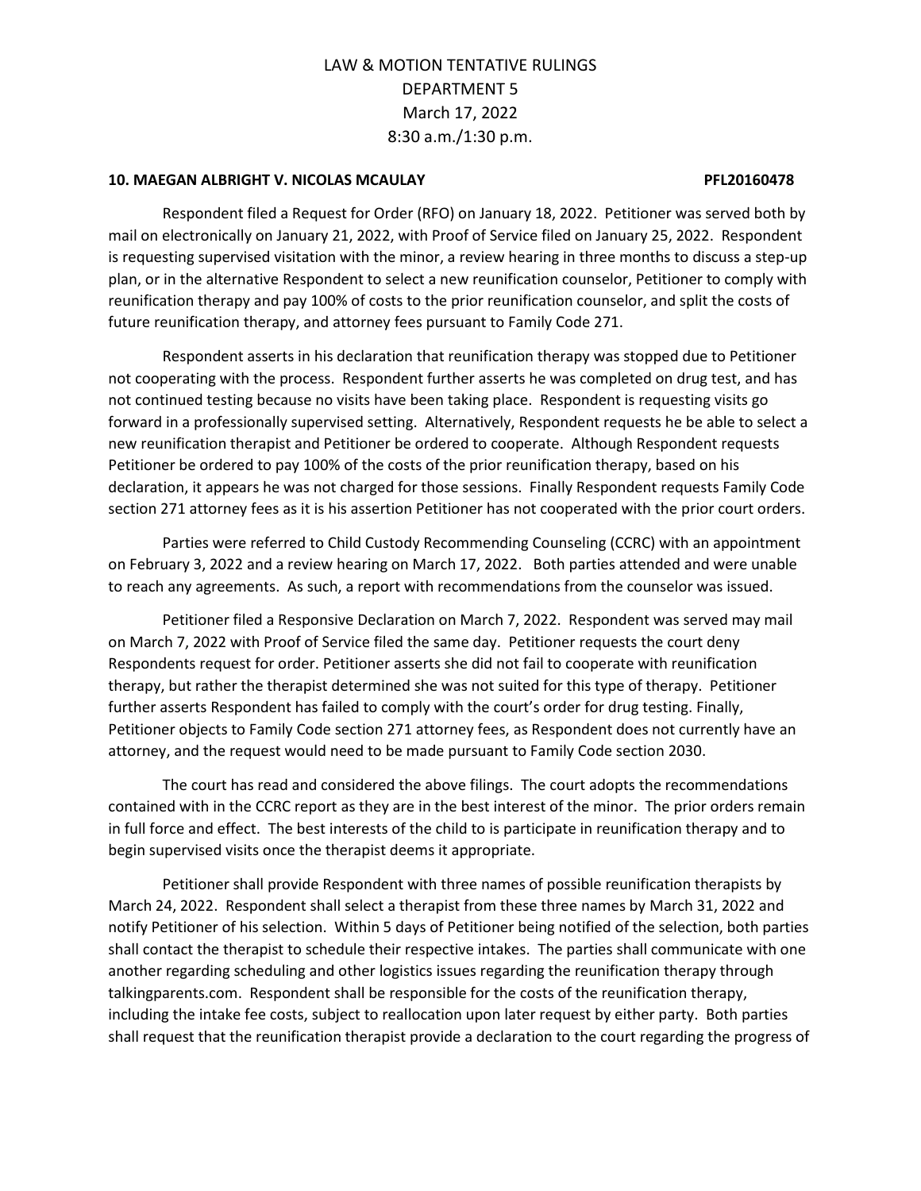# LAW & MOTION TENTATIVE RULINGS
# DEPARTMENT 5
# March 17, 2022
# 8:30 a.m./1:30 p.m.

**10. MAEGAN ALBRIGHT V. NICOLAS MCAULAY PFL20160478**

Respondent filed a Request for Order (RFO) on January 18, 2022. Petitioner was served both by mail on electronically on January 21, 2022, with Proof of Service filed on January 25, 2022. Respondent is requesting supervised visitation with the minor, a review hearing in three months to discuss a step-up plan, or in the alternative Respondent to select a new reunification counselor, Petitioner to comply with reunification therapy and pay 100% of costs to the prior reunification counselor, and split the costs of future reunification therapy, and attorney fees pursuant to Family Code 271.

Respondent asserts in his declaration that reunification therapy was stopped due to Petitioner not cooperating with the process. Respondent further asserts he was completed on drug test, and has not continued testing because no visits have been taking place. Respondent is requesting visits go forward in a professionally supervised setting. Alternatively, Respondent requests he be able to select a new reunification therapist and Petitioner be ordered to cooperate. Although Respondent requests Petitioner be ordered to pay 100% of the costs of the prior reunification therapy, based on his declaration, it appears he was not charged for those sessions. Finally Respondent requests Family Code section 271 attorney fees as it is his assertion Petitioner has not cooperated with the prior court orders.

Parties were referred to Child Custody Recommending Counseling (CCRC) with an appointment on February 3, 2022 and a review hearing on March 17, 2022. Both parties attended and were unable to reach any agreements. As such, a report with recommendations from the counselor was issued.

Petitioner filed a Responsive Declaration on March 7, 2022. Respondent was served may mail on March 7, 2022 with Proof of Service filed the same day. Petitioner requests the court deny Respondents request for order. Petitioner asserts she did not fail to cooperate with reunification therapy, but rather the therapist determined she was not suited for this type of therapy. Petitioner further asserts Respondent has failed to comply with the court's order for drug testing. Finally, Petitioner objects to Family Code section 271 attorney fees, as Respondent does not currently have an attorney, and the request would need to be made pursuant to Family Code section 2030.

The court has read and considered the above filings. The court adopts the recommendations contained with in the CCRC report as they are in the best interest of the minor. The prior orders remain in full force and effect. The best interests of the child to is participate in reunification therapy and to begin supervised visits once the therapist deems it appropriate.

Petitioner shall provide Respondent with three names of possible reunification therapists by March 24, 2022. Respondent shall select a therapist from these three names by March 31, 2022 and notify Petitioner of his selection. Within 5 days of Petitioner being notified of the selection, both parties shall contact the therapist to schedule their respective intakes. The parties shall communicate with one another regarding scheduling and other logistics issues regarding the reunification therapy through talkingparents.com. Respondent shall be responsible for the costs of the reunification therapy, including the intake fee costs, subject to reallocation upon later request by either party. Both parties shall request that the reunification therapist provide a declaration to the court regarding the progress of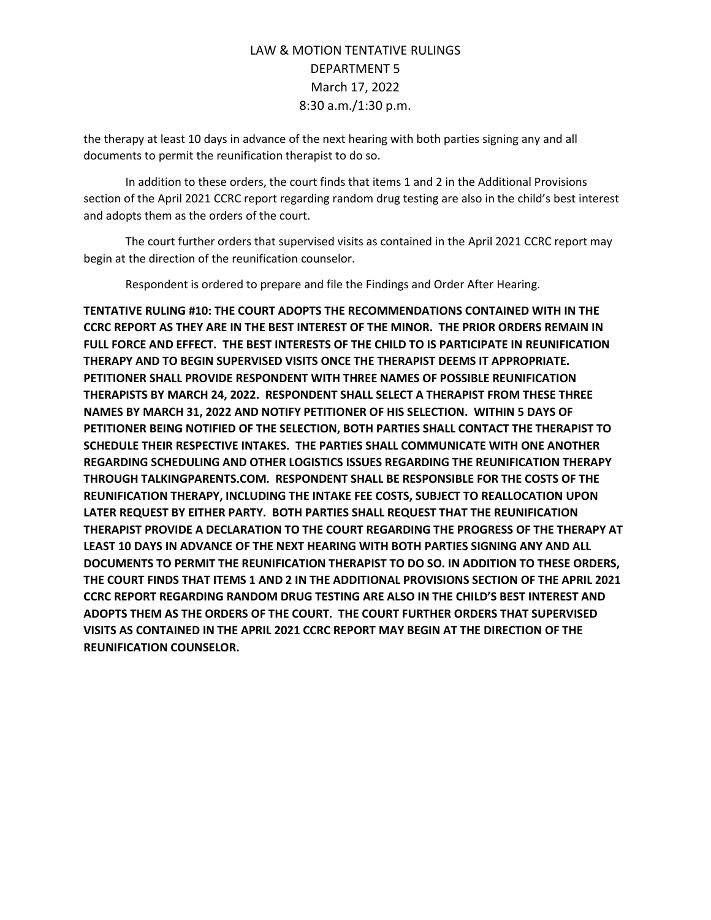the therapy at least 10 days in advance of the next hearing with both parties signing any and all documents to permit the reunification therapist to do so.

In addition to these orders, the court finds that items 1 and 2 in the Additional Provisions section of the April 2021 CCRC report regarding random drug testing are also in the child's best interest and adopts them as the orders of the court.

The court further orders that supervised visits as contained in the April 2021 CCRC report may begin at the direction of the reunification counselor.

Respondent is ordered to prepare and file the Findings and Order After Hearing.

**TENTATIVE RULING #10: THE COURT ADOPTS THE RECOMMENDATIONS CONTAINED WITH IN THE CCRC REPORT AS THEY ARE IN THE BEST INTEREST OF THE MINOR. THE PRIOR ORDERS REMAIN IN FULL FORCE AND EFFECT. THE BEST INTERESTS OF THE CHILD TO IS PARTICIPATE IN REUNIFICATION THERAPY AND TO BEGIN SUPERVISED VISITS ONCE THE THERAPIST DEEMS IT APPROPRIATE. PETITIONER SHALL PROVIDE RESPONDENT WITH THREE NAMES OF POSSIBLE REUNIFICATION THERAPISTS BY MARCH 24, 2022. RESPONDENT SHALL SELECT A THERAPIST FROM THESE THREE NAMES BY MARCH 31, 2022 AND NOTIFY PETITIONER OF HIS SELECTION. WITHIN 5 DAYS OF PETITIONER BEING NOTIFIED OF THE SELECTION, BOTH PARTIES SHALL CONTACT THE THERAPIST TO SCHEDULE THEIR RESPECTIVE INTAKES. THE PARTIES SHALL COMMUNICATE WITH ONE ANOTHER REGARDING SCHEDULING AND OTHER LOGISTICS ISSUES REGARDING THE REUNIFICATION THERAPY THROUGH TALKINGPARENTS.COM. RESPONDENT SHALL BE RESPONSIBLE FOR THE COSTS OF THE REUNIFICATION THERAPY, INCLUDING THE INTAKE FEE COSTS, SUBJECT TO REALLOCATION UPON LATER REQUEST BY EITHER PARTY. BOTH PARTIES SHALL REQUEST THAT THE REUNIFICATION THERAPIST PROVIDE A DECLARATION TO THE COURT REGARDING THE PROGRESS OF THE THERAPY AT LEAST 10 DAYS IN ADVANCE OF THE NEXT HEARING WITH BOTH PARTIES SIGNING ANY AND ALL DOCUMENTS TO PERMIT THE REUNIFICATION THERAPIST TO DO SO. IN ADDITION TO THESE ORDERS, THE COURT FINDS THAT ITEMS 1 AND 2 IN THE ADDITIONAL PROVISIONS SECTION OF THE APRIL 2021 CCRC REPORT REGARDING RANDOM DRUG TESTING ARE ALSO IN THE CHILD'S BEST INTEREST AND ADOPTS THEM AS THE ORDERS OF THE COURT. THE COURT FURTHER ORDERS THAT SUPERVISED VISITS AS CONTAINED IN THE APRIL 2021 CCRC REPORT MAY BEGIN AT THE DIRECTION OF THE REUNIFICATION COUNSELOR.**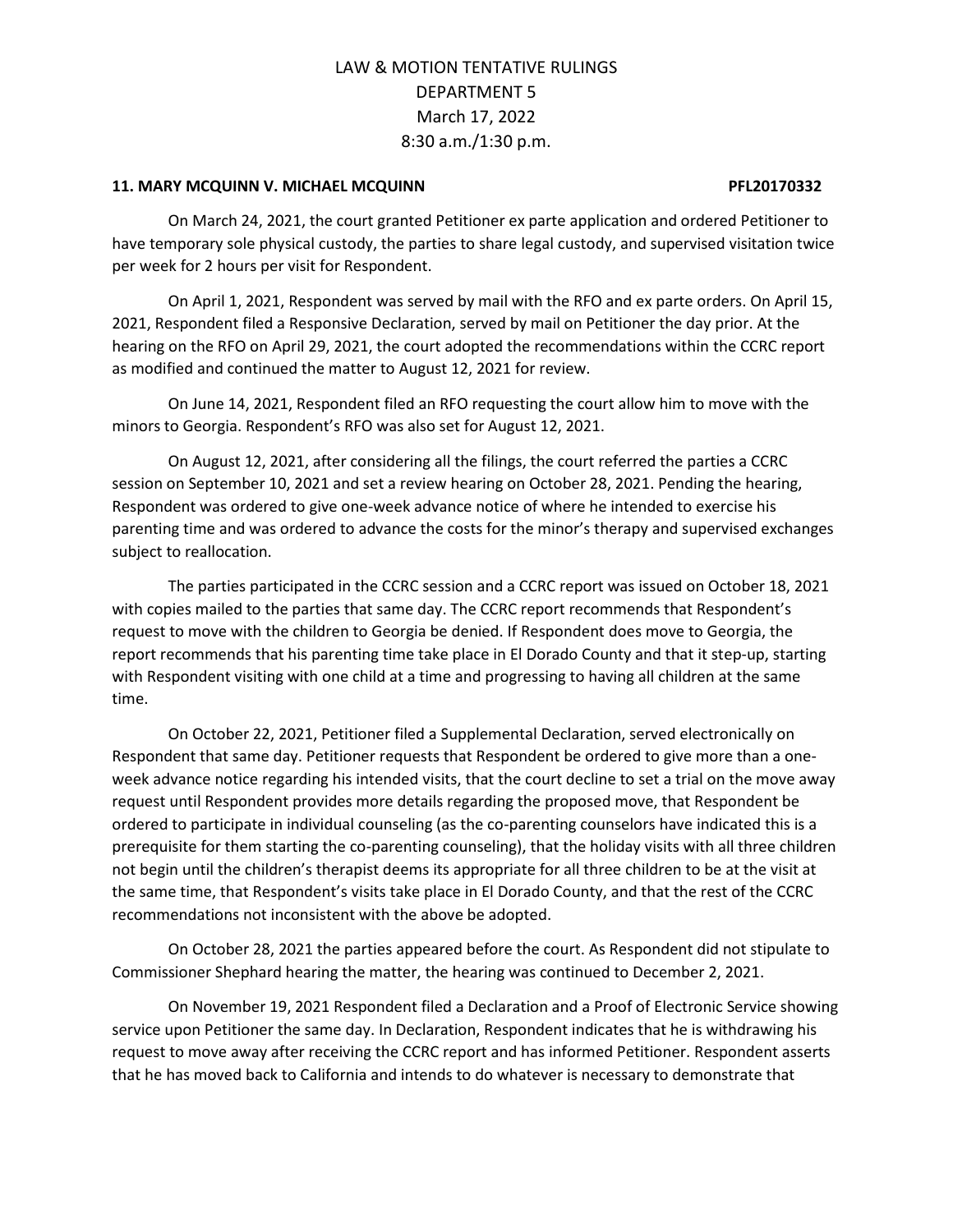LAW & MOTION TENTATIVE RULINGS
DEPARTMENT 5
March 17, 2022
8:30 a.m./1:30 p.m.

**11. MARY MCQUINN V. MICHAEL MCQUINN PFL20170332**

On March 24, 2021, the court granted Petitioner ex parte application and ordered Petitioner to have temporary sole physical custody, the parties to share legal custody, and supervised visitation twice per week for 2 hours per visit for Respondent.

On April 1, 2021, Respondent was served by mail with the RFO and ex parte orders. On April 15, 2021, Respondent filed a Responsive Declaration, served by mail on Petitioner the day prior. At the hearing on the RFO on April 29, 2021, the court adopted the recommendations within the CCRC report as modified and continued the matter to August 12, 2021 for review.

On June 14, 2021, Respondent filed an RFO requesting the court allow him to move with the minors to Georgia. Respondent's RFO was also set for August 12, 2021.

On August 12, 2021, after considering all the filings, the court referred the parties a CCRC session on September 10, 2021 and set a review hearing on October 28, 2021. Pending the hearing, Respondent was ordered to give one-week advance notice of where he intended to exercise his parenting time and was ordered to advance the costs for the minor's therapy and supervised exchanges subject to reallocation.

The parties participated in the CCRC session and a CCRC report was issued on October 18, 2021 with copies mailed to the parties that same day. The CCRC report recommends that Respondent's request to move with the children to Georgia be denied. If Respondent does move to Georgia, the report recommends that his parenting time take place in El Dorado County and that it step-up, starting with Respondent visiting with one child at a time and progressing to having all children at the same time.

On October 22, 2021, Petitioner filed a Supplemental Declaration, served electronically on Respondent that same day. Petitioner requests that Respondent be ordered to give more than a one-week advance notice regarding his intended visits, that the court decline to set a trial on the move away request until Respondent provides more details regarding the proposed move, that Respondent be ordered to participate in individual counseling (as the co-parenting counselors have indicated this is a prerequisite for them starting the co-parenting counseling), that the holiday visits with all three children not begin until the children's therapist deems its appropriate for all three children to be at the visit at the same time, that Respondent's visits take place in El Dorado County, and that the rest of the CCRC recommendations not inconsistent with the above be adopted.

On October 28, 2021 the parties appeared before the court. As Respondent did not stipulate to Commissioner Shephard hearing the matter, the hearing was continued to December 2, 2021.

On November 19, 2021 Respondent filed a Declaration and a Proof of Electronic Service showing service upon Petitioner the same day. In Declaration, Respondent indicates that he is withdrawing his request to move away after receiving the CCRC report and has informed Petitioner. Respondent asserts that he has moved back to California and intends to do whatever is necessary to demonstrate that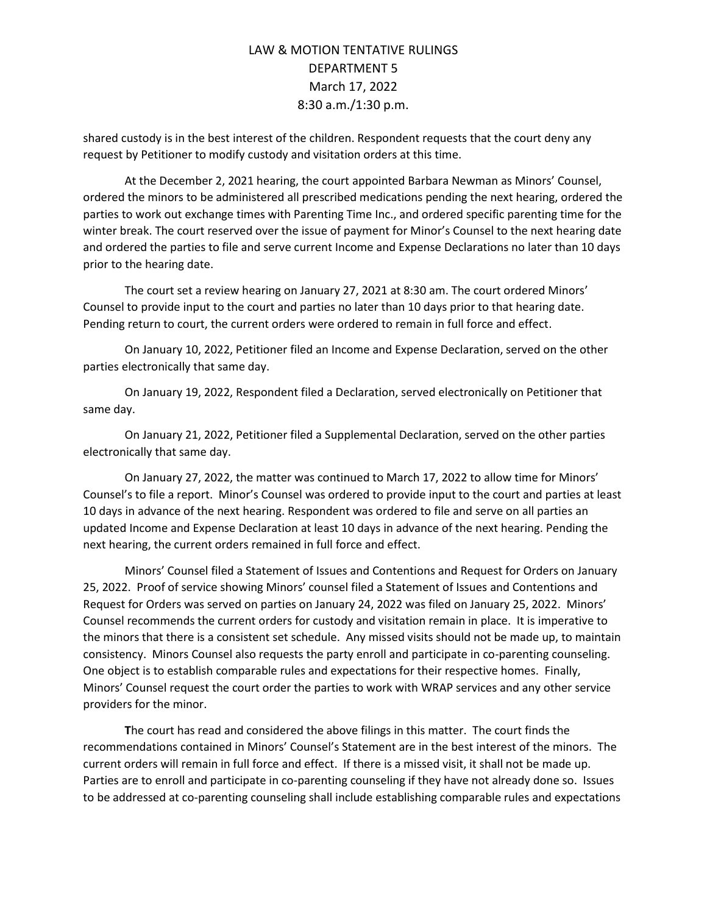shared custody is in the best interest of the children. Respondent requests that the court deny any request by Petitioner to modify custody and visitation orders at this time.

At the December 2, 2021 hearing, the court appointed Barbara Newman as Minors' Counsel, ordered the minors to be administered all prescribed medications pending the next hearing, ordered the parties to work out exchange times with Parenting Time Inc., and ordered specific parenting time for the winter break. The court reserved over the issue of payment for Minor's Counsel to the next hearing date and ordered the parties to file and serve current Income and Expense Declarations no later than 10 days prior to the hearing date.

The court set a review hearing on January 27, 2021 at 8:30 am. The court ordered Minors' Counsel to provide input to the court and parties no later than 10 days prior to that hearing date. Pending return to court, the current orders were ordered to remain in full force and effect.

On January 10, 2022, Petitioner filed an Income and Expense Declaration, served on the other parties electronically that same day.

On January 19, 2022, Respondent filed a Declaration, served electronically on Petitioner that same day.

On January 21, 2022, Petitioner filed a Supplemental Declaration, served on the other parties electronically that same day.

On January 27, 2022, the matter was continued to March 17, 2022 to allow time for Minors' Counsel's to file a report. Minor's Counsel was ordered to provide input to the court and parties at least 10 days in advance of the next hearing. Respondent was ordered to file and serve on all parties an updated Income and Expense Declaration at least 10 days in advance of the next hearing. Pending the next hearing, the current orders remained in full force and effect.

Minors' Counsel filed a Statement of Issues and Contentions and Request for Orders on January 25, 2022. Proof of service showing Minors' counsel filed a Statement of Issues and Contentions and Request for Orders was served on parties on January 24, 2022 was filed on January 25, 2022. Minors' Counsel recommends the current orders for custody and visitation remain in place. It is imperative to the minors that there is a consistent set schedule. Any missed visits should not be made up, to maintain consistency. Minors Counsel also requests the party enroll and participate in co-parenting counseling. One object is to establish comparable rules and expectations for their respective homes. Finally, Minors' Counsel request the court order the parties to work with WRAP services and any other service providers for the minor.

**T**he court has read and considered the above filings in this matter. The court finds the recommendations contained in Minors' Counsel's Statement are in the best interest of the minors. The current orders will remain in full force and effect. If there is a missed visit, it shall not be made up. Parties are to enroll and participate in co-parenting counseling if they have not already done so. Issues to be addressed at co-parenting counseling shall include establishing comparable rules and expectations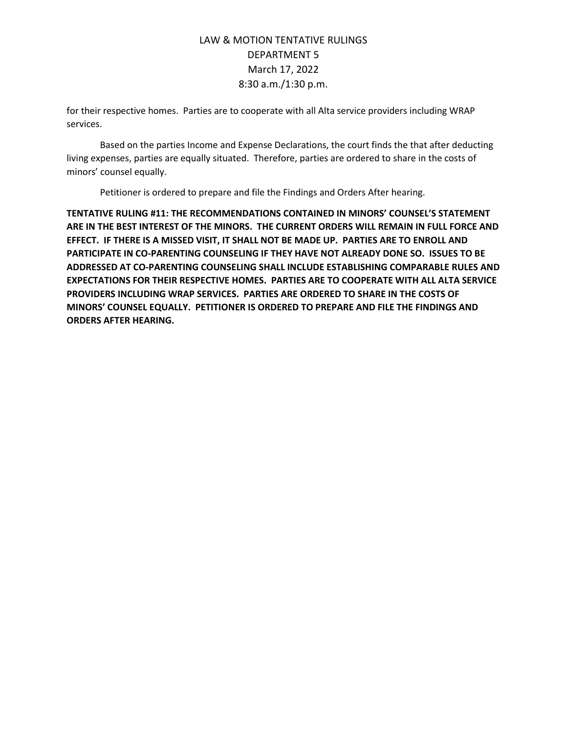for their respective homes. Parties are to cooperate with all Alta service providers including WRAP services.

Based on the parties Income and Expense Declarations, the court finds the that after deducting living expenses, parties are equally situated. Therefore, parties are ordered to share in the costs of minors' counsel equally.

Petitioner is ordered to prepare and file the Findings and Orders After hearing.

**TENTATIVE RULING #11: THE RECOMMENDATIONS CONTAINED IN MINORS' COUNSEL'S STATEMENT ARE IN THE BEST INTEREST OF THE MINORS. THE CURRENT ORDERS WILL REMAIN IN FULL FORCE AND EFFECT. IF THERE IS A MISSED VISIT, IT SHALL NOT BE MADE UP. PARTIES ARE TO ENROLL AND PARTICIPATE IN CO-PARENTING COUNSELING IF THEY HAVE NOT ALREADY DONE SO. ISSUES TO BE ADDRESSED AT CO-PARENTING COUNSELING SHALL INCLUDE ESTABLISHING COMPARABLE RULES AND EXPECTATIONS FOR THEIR RESPECTIVE HOMES. PARTIES ARE TO COOPERATE WITH ALL ALTA SERVICE PROVIDERS INCLUDING WRAP SERVICES. PARTIES ARE ORDERED TO SHARE IN THE COSTS OF MINORS' COUNSEL EQUALLY. PETITIONER IS ORDERED TO PREPARE AND FILE THE FINDINGS AND ORDERS AFTER HEARING.**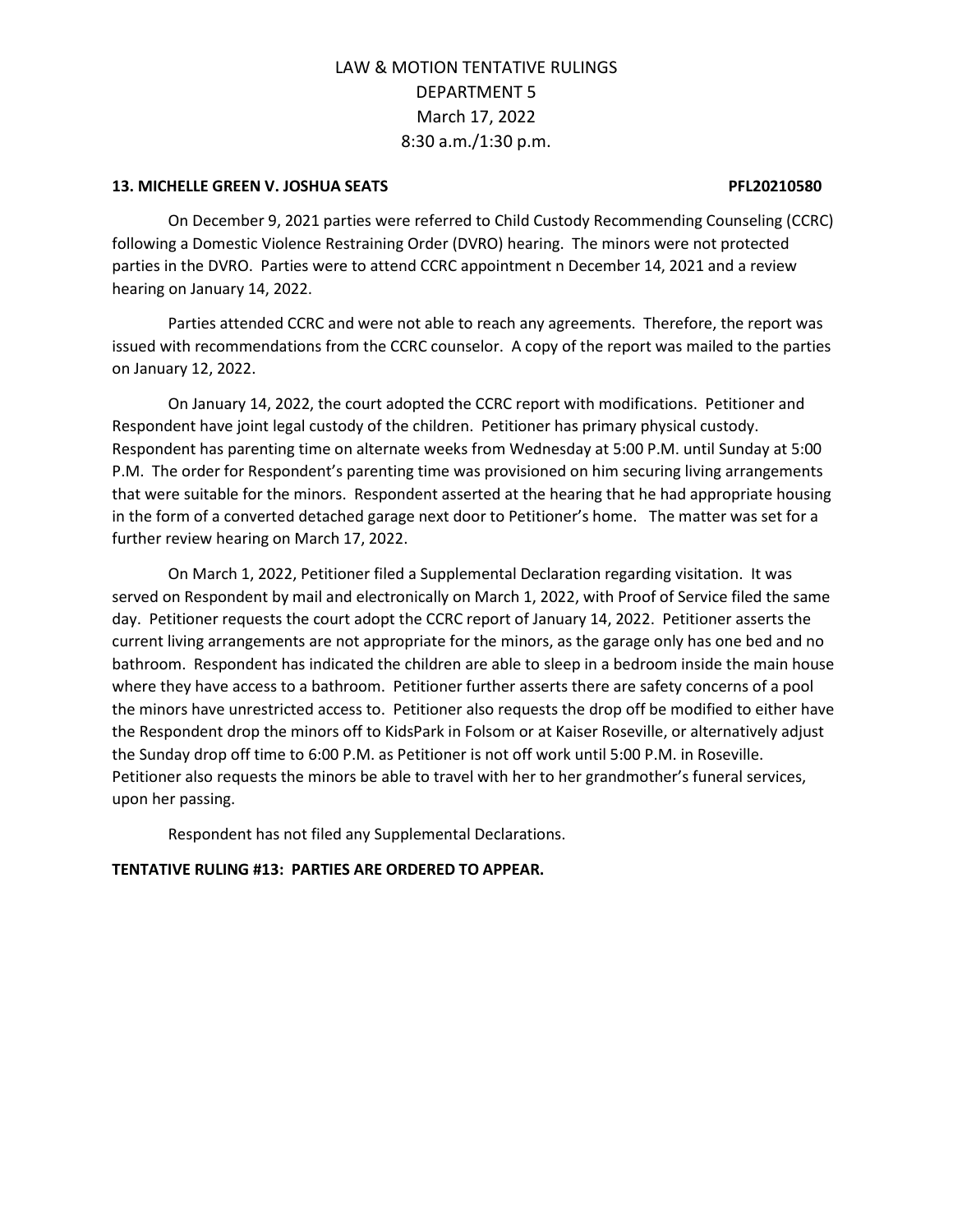LAW & MOTION TENTATIVE RULINGS
DEPARTMENT 5
March 17, 2022
8:30 a.m./1:30 p.m.

**13. MICHELLE GREEN V. JOSHUA SEATS PFL20210580**

On December 9, 2021 parties were referred to Child Custody Recommending Counseling (CCRC) following a Domestic Violence Restraining Order (DVRO) hearing. The minors were not protected parties in the DVRO. Parties were to attend CCRC appointment n December 14, 2021 and a review hearing on January 14, 2022.

Parties attended CCRC and were not able to reach any agreements. Therefore, the report was issued with recommendations from the CCRC counselor. A copy of the report was mailed to the parties on January 12, 2022.

On January 14, 2022, the court adopted the CCRC report with modifications. Petitioner and Respondent have joint legal custody of the children. Petitioner has primary physical custody. Respondent has parenting time on alternate weeks from Wednesday at 5:00 P.M. until Sunday at 5:00 P.M. The order for Respondent's parenting time was provisioned on him securing living arrangements that were suitable for the minors. Respondent asserted at the hearing that he had appropriate housing in the form of a converted detached garage next door to Petitioner's home. The matter was set for a further review hearing on March 17, 2022.

On March 1, 2022, Petitioner filed a Supplemental Declaration regarding visitation. It was served on Respondent by mail and electronically on March 1, 2022, with Proof of Service filed the same day. Petitioner requests the court adopt the CCRC report of January 14, 2022. Petitioner asserts the current living arrangements are not appropriate for the minors, as the garage only has one bed and no bathroom. Respondent has indicated the children are able to sleep in a bedroom inside the main house where they have access to a bathroom. Petitioner further asserts there are safety concerns of a pool the minors have unrestricted access to. Petitioner also requests the drop off be modified to either have the Respondent drop the minors off to KidsPark in Folsom or at Kaiser Roseville, or alternatively adjust the Sunday drop off time to 6:00 P.M. as Petitioner is not off work until 5:00 P.M. in Roseville. Petitioner also requests the minors be able to travel with her to her grandmother's funeral services, upon her passing.

Respondent has not filed any Supplemental Declarations.

**TENTATIVE RULING #13: PARTIES ARE ORDERED TO APPEAR.**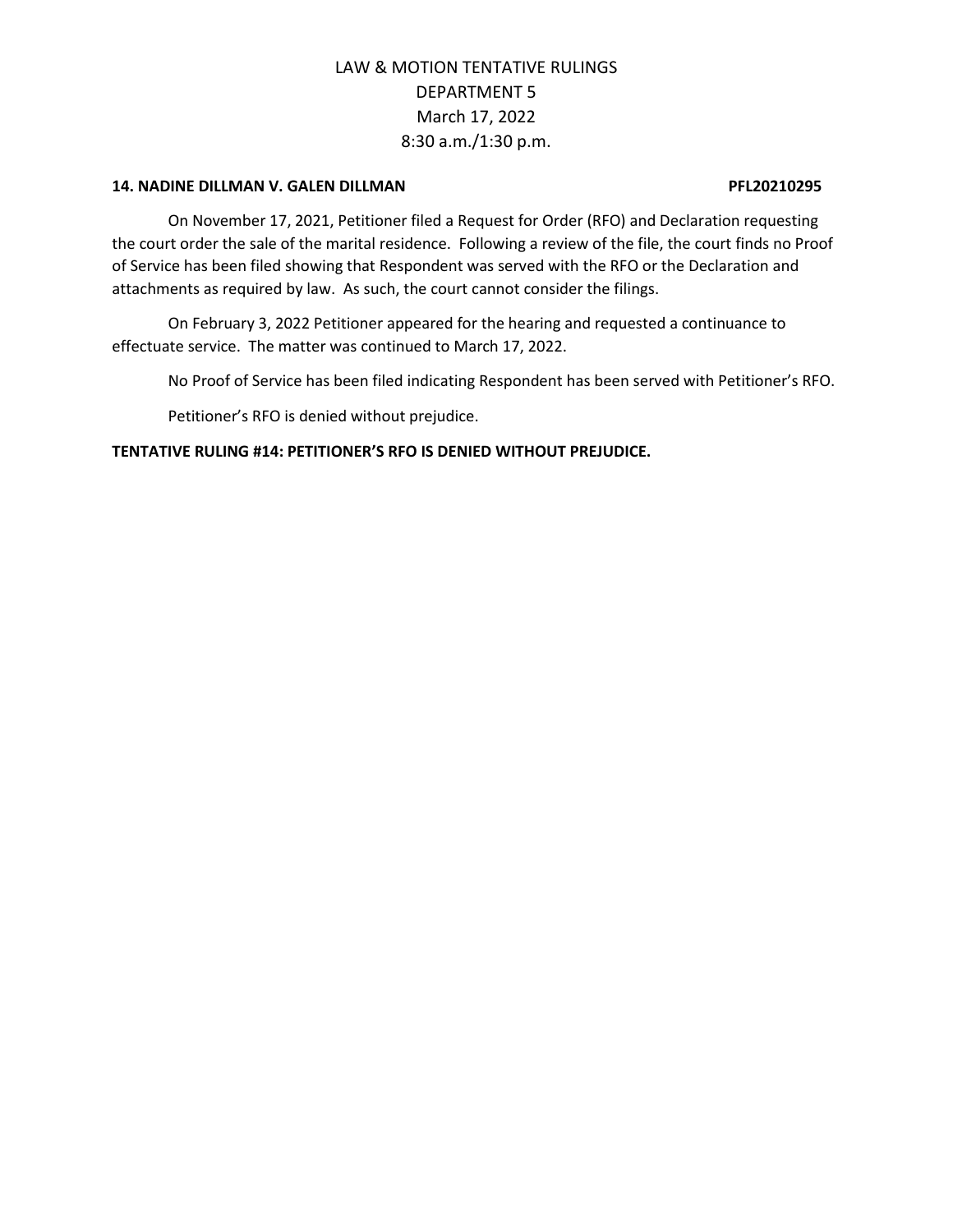# LAW & MOTION TENTATIVE RULINGS
## DEPARTMENT 5
## March 17, 2022
## 8:30 a.m./1:30 p.m.

**14. NADINE DILLMAN V. GALEN DILLMAN PFL20210295**

On November 17, 2021, Petitioner filed a Request for Order (RFO) and Declaration requesting the court order the sale of the marital residence. Following a review of the file, the court finds no Proof of Service has been filed showing that Respondent was served with the RFO or the Declaration and attachments as required by law. As such, the court cannot consider the filings.

On February 3, 2022 Petitioner appeared for the hearing and requested a continuance to effectuate service. The matter was continued to March 17, 2022.

No Proof of Service has been filed indicating Respondent has been served with Petitioner's RFO.

Petitioner's RFO is denied without prejudice.

**TENTATIVE RULING #14: PETITIONER'S RFO IS DENIED WITHOUT PREJUDICE.**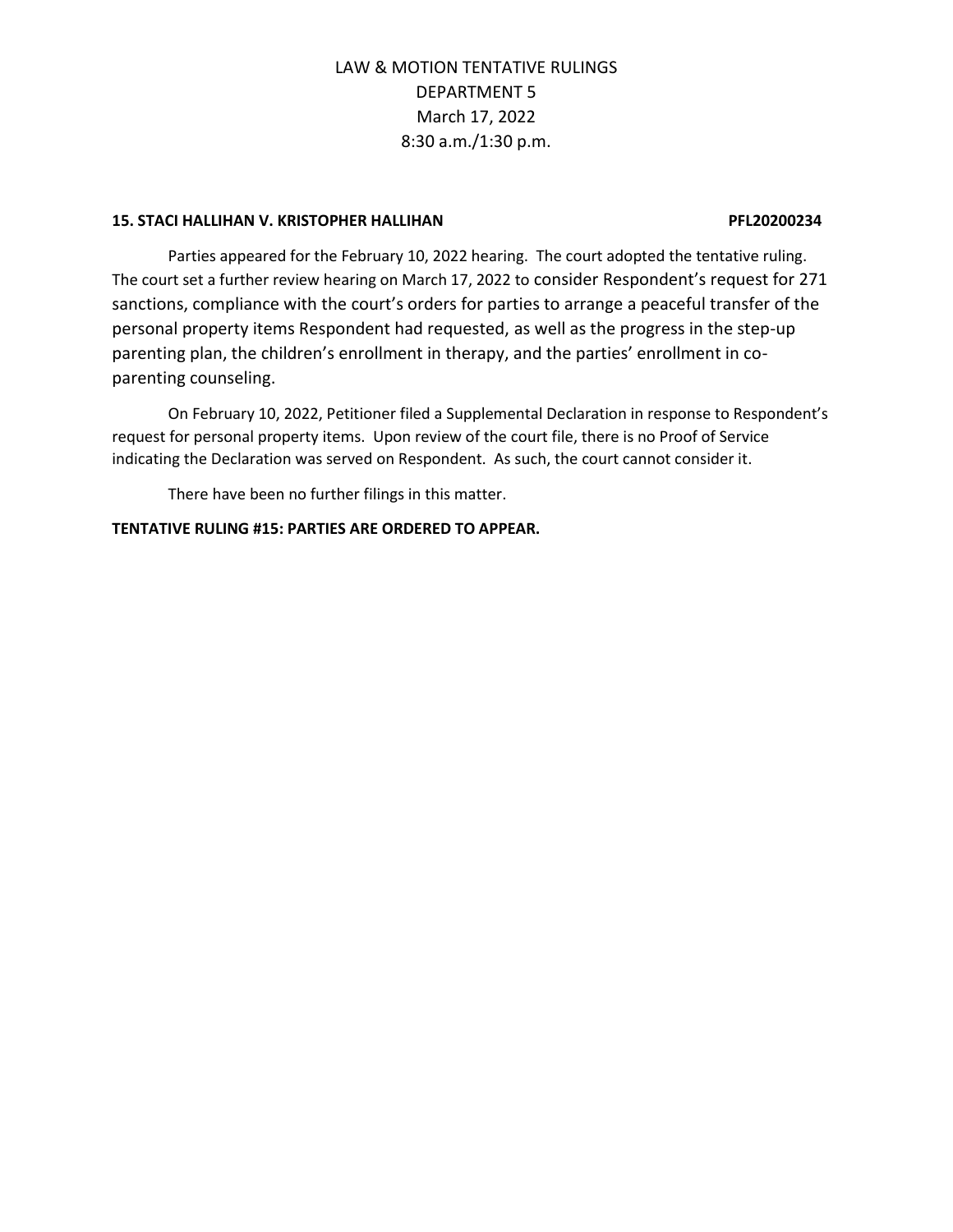LAW & MOTION TENTATIVE RULINGS
DEPARTMENT 5
March 17, 2022
8:30 a.m./1:30 p.m.

**15. STACI HALLIHAN V. KRISTOPHER HALLIHAN PFL20200234**

Parties appeared for the February 10, 2022 hearing. The court adopted the tentative ruling. The court set a further review hearing on March 17, 2022 to consider Respondent's request for 271 sanctions, compliance with the court's orders for parties to arrange a peaceful transfer of the personal property items Respondent had requested, as well as the progress in the step-up parenting plan, the children's enrollment in therapy, and the parties' enrollment in co-parenting counseling.

On February 10, 2022, Petitioner filed a Supplemental Declaration in response to Respondent's request for personal property items. Upon review of the court file, there is no Proof of Service indicating the Declaration was served on Respondent. As such, the court cannot consider it.

There have been no further filings in this matter.

**TENTATIVE RULING #15: PARTIES ARE ORDERED TO APPEAR.**